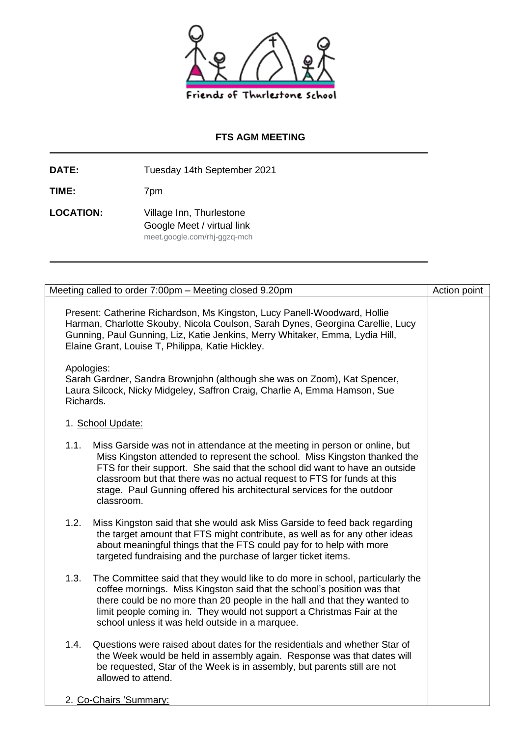Friends of Thurlestone School

**FTS AGM MEETING**

---

**DATE:** Tuesday 14th September 2021

**TIME:** 7pm

**LOCATION:** Village Inn, Thurlestone
Google Meet / virtual link
meet.google.com/rhj-ggzq-mch

---

| Meeting called to order 7:00pm – Meeting closed 9.20pm | Action point |
|---|---|
| Present: Catherine Richardson, Ms Kingston, Lucy Panell-Woodward, Hollie Harman, Charlotte Skouby, Nicola Coulson, Sarah Dynes, Georgina Carellie, Lucy Gunning, Paul Gunning, Liz, Katie Jenkins, Merry Whitaker, Emma, Lydia Hill, Elaine Grant, Louise T, Philippa, Katie Hickley.<br><br>Apologies:<br>Sarah Gardner, Sandra Brownjohn (although she was on Zoom), Kat Spencer, Laura Silcock, Nicky Midgeley, Saffron Craig, Charlie A, Emma Hamson, Sue Richards.<br><br>1. <u>School Update:</u><br><br>1.1. Miss Garside was not in attendance at the meeting in person or online, but Miss Kingston attended to represent the school. Miss Kingston thanked the FTS for their support. She said that the school did want to have an outside classroom but that there was no actual request to FTS for funds at this stage. Paul Gunning offered his architectural services for the outdoor classroom.<br><br>1.2. Miss Kingston said that she would ask Miss Garside to feed back regarding the target amount that FTS might contribute, as well as for any other ideas about meaningful things that the FTS could pay for to help with more targeted fundraising and the purchase of larger ticket items.<br><br>1.3. The Committee said that they would like to do more in school, particularly the coffee mornings. Miss Kingston said that the school's position was that there could be no more than 20 people in the hall and that they wanted to limit people coming in. They would not support a Christmas Fair at the school unless it was held outside in a marquee.<br><br>1.4. Questions were raised about dates for the residentials and whether Star of the Week would be held in assembly again. Response was that dates will be requested, Star of the Week is in assembly, but parents still are not allowed to attend.<br><br>2. <u>Co-Chairs 'Summary:</u> | |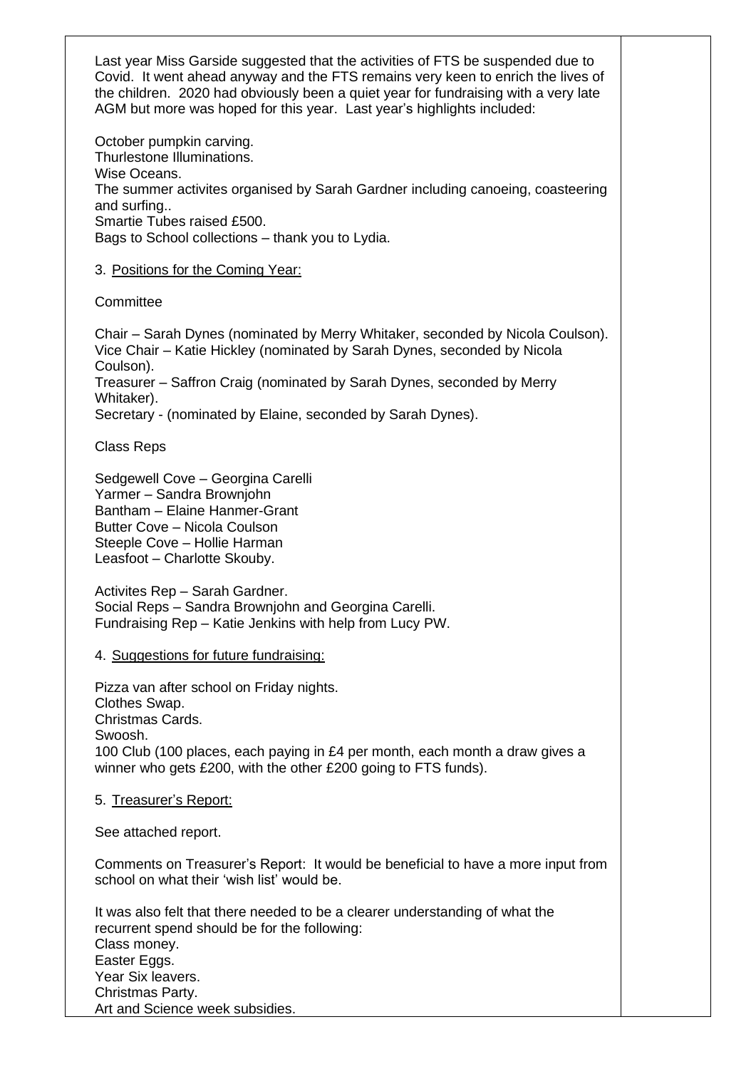Last year Miss Garside suggested that the activities of FTS be suspended due to Covid. It went ahead anyway and the FTS remains very keen to enrich the lives of the children. 2020 had obviously been a quiet year for fundraising with a very late AGM but more was hoped for this year. Last year's highlights included:

October pumpkin carving.
Thurlestone Illuminations.
Wise Oceans.
The summer activites organised by Sarah Gardner including canoeing, coasteering and surfing..
Smartie Tubes raised £500.
Bags to School collections – thank you to Lydia.

3. <u>Positions for the Coming Year:</u>

Committee

Chair – Sarah Dynes (nominated by Merry Whitaker, seconded by Nicola Coulson).
Vice Chair – Katie Hickley (nominated by Sarah Dynes, seconded by Nicola Coulson).
Treasurer – Saffron Craig (nominated by Sarah Dynes, seconded by Merry Whitaker).
Secretary - (nominated by Elaine, seconded by Sarah Dynes).

Class Reps

Sedgewell Cove – Georgina Carelli
Yarmer – Sandra Brownjohn
Bantham – Elaine Hanmer-Grant
Butter Cove – Nicola Coulson
Steeple Cove – Hollie Harman
Leasfoot – Charlotte Skouby.

Activites Rep – Sarah Gardner.
Social Reps – Sandra Brownjohn and Georgina Carelli.
Fundraising Rep – Katie Jenkins with help from Lucy PW.

4. <u>Suggestions for future fundraising:</u>

Pizza van after school on Friday nights.
Clothes Swap.
Christmas Cards.
Swoosh.
100 Club (100 places, each paying in £4 per month, each month a draw gives a winner who gets £200, with the other £200 going to FTS funds).

5. <u>Treasurer's Report:</u>

See attached report.

Comments on Treasurer's Report: It would be beneficial to have a more input from school on what their 'wish list' would be.

It was also felt that there needed to be a clearer understanding of what the recurrent spend should be for the following:
Class money.
Easter Eggs.
Year Six leavers.
Christmas Party.
Art and Science week subsidies.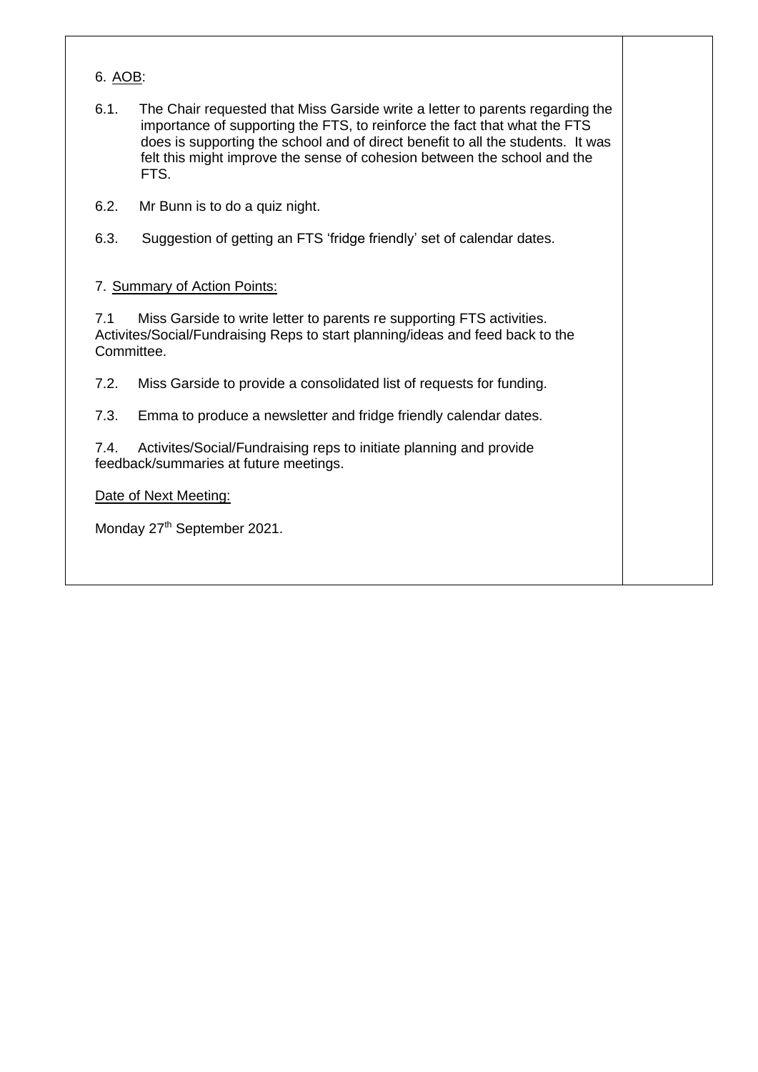6. <u>AOB</u>:

6.1. The Chair requested that Miss Garside write a letter to parents regarding the importance of supporting the FTS, to reinforce the fact that what the FTS does is supporting the school and of direct benefit to all the students. It was felt this might improve the sense of cohesion between the school and the FTS.

6.2. Mr Bunn is to do a quiz night.

6.3. Suggestion of getting an FTS 'fridge friendly' set of calendar dates.

7. <u>Summary of Action Points:</u>

7.1 Miss Garside to write letter to parents re supporting FTS activities. Activites/Social/Fundraising Reps to start planning/ideas and feed back to the Committee.

7.2. Miss Garside to provide a consolidated list of requests for funding.

7.3. Emma to produce a newsletter and fridge friendly calendar dates.

7.4. Activites/Social/Fundraising reps to initiate planning and provide feedback/summaries at future meetings.

<u>Date of Next Meeting:</u>

Monday 27th September 2021.